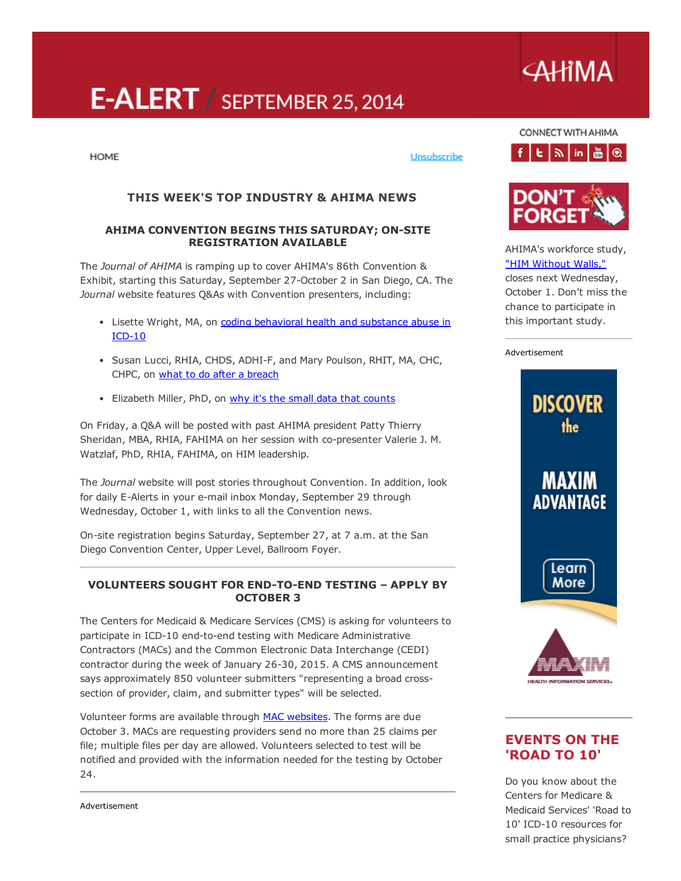# E-ALERT / SEPTEMBER 25, 2014

AHIMA

HOME

Unsubscribe

## THIS WEEK'S TOP INDUSTRY & AHIMA NEWS

### AHIMA CONVENTION BEGINS THIS SATURDAY; ON-SITE REGISTRATION AVAILABLE

The *Journal of AHIMA* is ramping up to cover AHIMA's 86th Convention & Exhibit, starting this Saturday, September 27-October 2 in San Diego, CA. The *Journal* website features Q&As with Convention presenters, including:

- Lisette Wright, MA, on coding behavioral health and substance abuse in ICD-10
- Susan Lucci, RHIA, CHDS, ADHI-F, and Mary Poulson, RHIT, MA, CHC, CHPC, on what to do after a breach
- Elizabeth Miller, PhD, on why it's the small data that counts

On Friday, a Q&A will be posted with past AHIMA president Patty Thierry Sheridan, MBA, RHIA, FAHIMA on her session with co-presenter Valerie J. M. Watzlaf, PhD, RHIA, FAHIMA, on HIM leadership.

The *Journal* website will post stories throughout Convention. In addition, look for daily E-Alerts in your e-mail inbox Monday, September 29 through Wednesday, October 1, with links to all the Convention news.

On-site registration begins Saturday, September 27, at 7 a.m. at the San Diego Convention Center, Upper Level, Ballroom Foyer.

---

### VOLUNTEERS SOUGHT FOR END-TO-END TESTING – APPLY BY OCTOBER 3

The Centers for Medicaid & Medicare Services (CMS) is asking for volunteers to participate in ICD-10 end-to-end testing with Medicare Administrative Contractors (MACs) and the Common Electronic Data Interchange (CEDI) contractor during the week of January 26-30, 2015. A CMS announcement says approximately 850 volunteer submitters "representing a broad cross-section of provider, claim, and submitter types" will be selected.

Volunteer forms are available through MAC websites. The forms are due October 3. MACs are requesting providers send no more than 25 claims per file; multiple files per day are allowed. Volunteers selected to test will be notified and provided with the information needed for the testing by October 24.

---

Advertisement

CONNECT WITH AHIMA

DON'T FORGET

AHIMA's workforce study, "HIM Without Walls," closes next Wednesday, October 1. Don't miss the chance to participate in this important study.

---

Advertisement

DISCOVER the MAXIM ADVANTAGE

Learn More

MAXIM HEALTH INFORMATION SERVICES

---

## EVENTS ON THE 'ROAD TO 10'

Do you know about the Centers for Medicare & Medicaid Services' 'Road to 10' ICD-10 resources for small practice physicians?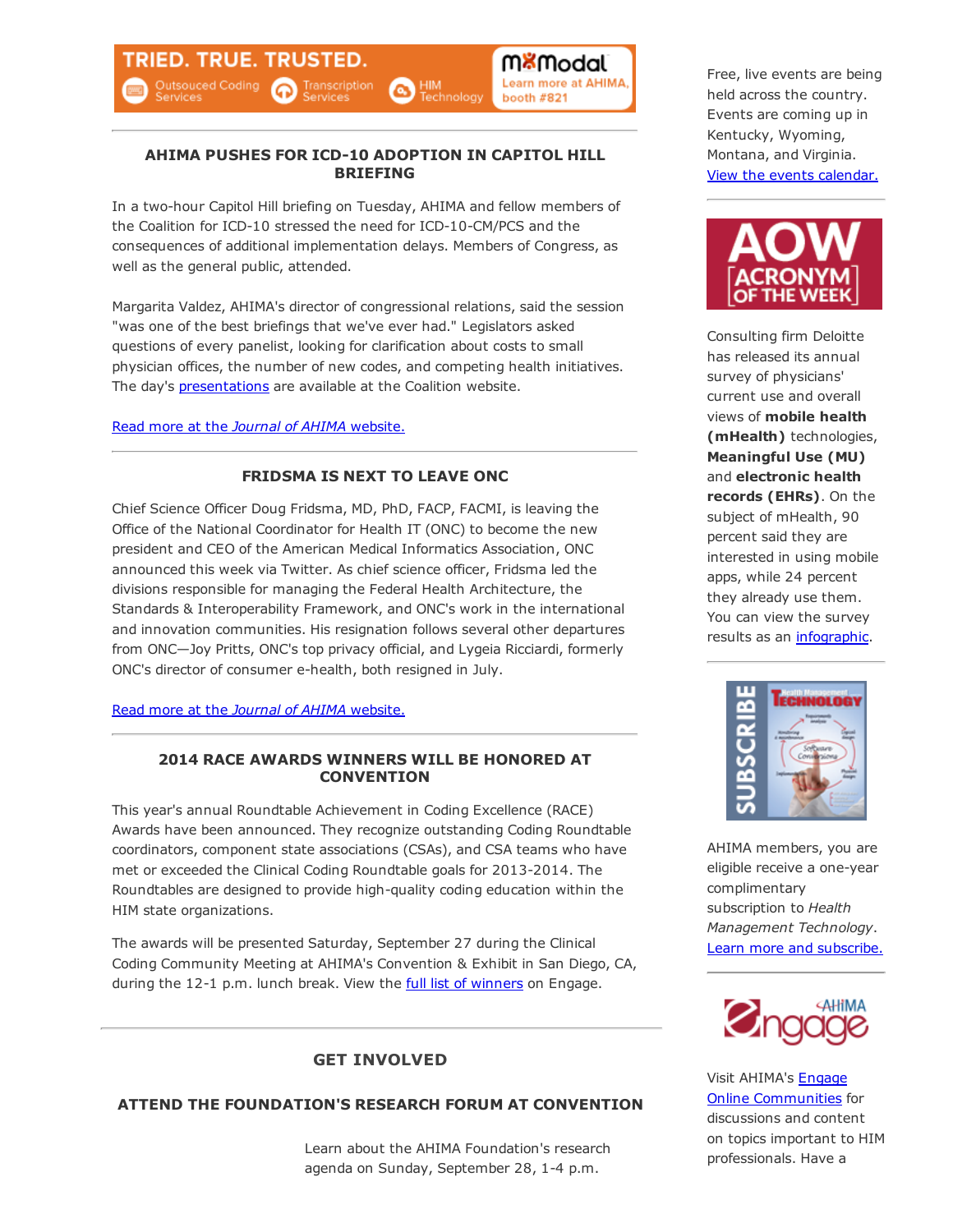TRIED. TRUE. TRUSTED. Outsourced Coding Services | Transcription Services | HIM Technology — M*Modal — Learn more at AHIMA, booth #821

### AHIMA PUSHES FOR ICD-10 ADOPTION IN CAPITOL HILL BRIEFING

In a two-hour Capitol Hill briefing on Tuesday, AHIMA and fellow members of the Coalition for ICD-10 stressed the need for ICD-10-CM/PCS and the consequences of additional implementation delays. Members of Congress, as well as the general public, attended.

Margarita Valdez, AHIMA's director of congressional relations, said the session "was one of the best briefings that we've ever had." Legislators asked questions of every panelist, looking for clarification about costs to small physician offices, the number of new codes, and competing health initiatives. The day's presentations are available at the Coalition website.

Read more at the *Journal of AHIMA* website.

### FRIDSMA IS NEXT TO LEAVE ONC

Chief Science Officer Doug Fridsma, MD, PhD, FACP, FACMI, is leaving the Office of the National Coordinator for Health IT (ONC) to become the new president and CEO of the American Medical Informatics Association, ONC announced this week via Twitter. As chief science officer, Fridsma led the divisions responsible for managing the Federal Health Architecture, the Standards & Interoperability Framework, and ONC's work in the international and innovation communities. His resignation follows several other departures from ONC—Joy Pritts, ONC's top privacy official, and Lygeia Ricciardi, formerly ONC's director of consumer e-health, both resigned in July.

Read more at the *Journal of AHIMA* website.

### 2014 RACE AWARDS WINNERS WILL BE HONORED AT CONVENTION

This year's annual Roundtable Achievement in Coding Excellence (RACE) Awards have been announced. They recognize outstanding Coding Roundtable coordinators, component state associations (CSAs), and CSA teams who have met or exceeded the Clinical Coding Roundtable goals for 2013-2014. The Roundtables are designed to provide high-quality coding education within the HIM state organizations.

The awards will be presented Saturday, September 27 during the Clinical Coding Community Meeting at AHIMA's Convention & Exhibit in San Diego, CA, during the 12-1 p.m. lunch break. View the full list of winners on Engage.

## GET INVOLVED

### ATTEND THE FOUNDATION'S RESEARCH FORUM AT CONVENTION

Learn about the AHIMA Foundation's research agenda on Sunday, September 28, 1-4 p.m.

Free, live events are being held across the country. Events are coming up in Kentucky, Wyoming, Montana, and Virginia. View the events calendar.

AOW [ACRONYM] OF THE WEEK

Consulting firm Deloitte has released its annual survey of physicians' current use and overall views of **mobile health (mHealth)** technologies, **Meaningful Use (MU)** and **electronic health records (EHRs)**. On the subject of mHealth, 90 percent said they are interested in using mobile apps, while 24 percent they already use them. You can view the survey results as an infographic.

SUBSCRIBE — Health Management Technology

AHIMA members, you are eligible receive a one-year complimentary subscription to *Health Management Technology*. Learn more and subscribe.

AHIMA Engage

Visit AHIMA's Engage Online Communities for discussions and content on topics important to HIM professionals. Have a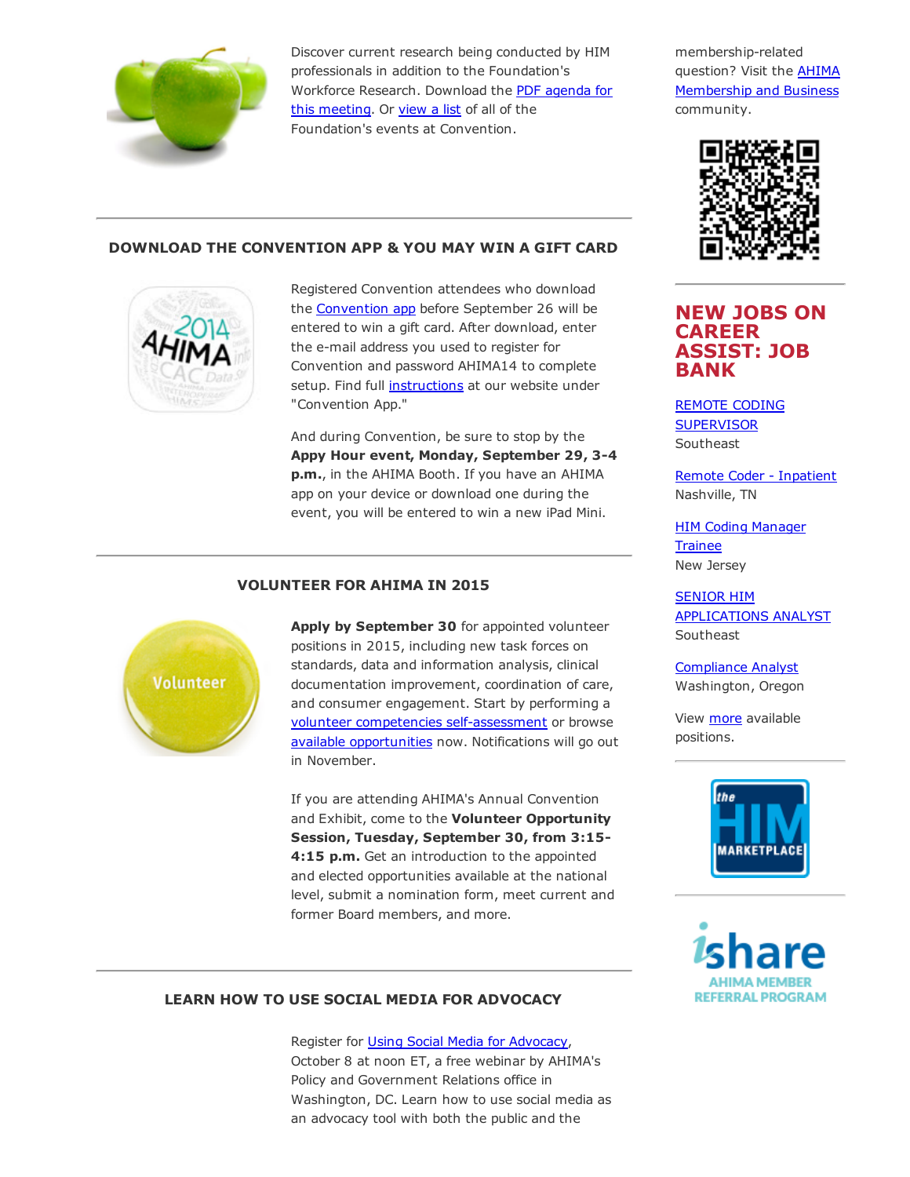Discover current research being conducted by HIM professionals in addition to the Foundation's Workforce Research. Download the PDF agenda for this meeting. Or view a list of all of the Foundation's events at Convention.

## DOWNLOAD THE CONVENTION APP & YOU MAY WIN A GIFT CARD

Registered Convention attendees who download the Convention app before September 26 will be entered to win a gift card. After download, enter the e-mail address you used to register for Convention and password AHIMA14 to complete setup. Find full instructions at our website under "Convention App."

And during Convention, be sure to stop by the **Appy Hour event, Monday, September 29, 3-4 p.m.**, in the AHIMA Booth. If you have an AHIMA app on your device or download one during the event, you will be entered to win a new iPad Mini.

## VOLUNTEER FOR AHIMA IN 2015

**Apply by September 30** for appointed volunteer positions in 2015, including new task forces on standards, data and information analysis, clinical documentation improvement, coordination of care, and consumer engagement. Start by performing a volunteer competencies self-assessment or browse available opportunities now. Notifications will go out in November.

If you are attending AHIMA's Annual Convention and Exhibit, come to the **Volunteer Opportunity Session, Tuesday, September 30, from 3:15-4:15 p.m.** Get an introduction to the appointed and elected opportunities available at the national level, submit a nomination form, meet current and former Board members, and more.

## LEARN HOW TO USE SOCIAL MEDIA FOR ADVOCACY

Register for Using Social Media for Advocacy, October 8 at noon ET, a free webinar by AHIMA's Policy and Government Relations office in Washington, DC. Learn how to use social media as an advocacy tool with both the public and the

membership-related question? Visit the AHIMA Membership and Business community.

## NEW JOBS ON CAREER ASSIST: JOB BANK

REMOTE CODING SUPERVISOR
Southeast

Remote Coder - Inpatient
Nashville, TN

HIM Coding Manager Trainee
New Jersey

SENIOR HIM APPLICATIONS ANALYST
Southeast

Compliance Analyst
Washington, Oregon

View more available positions.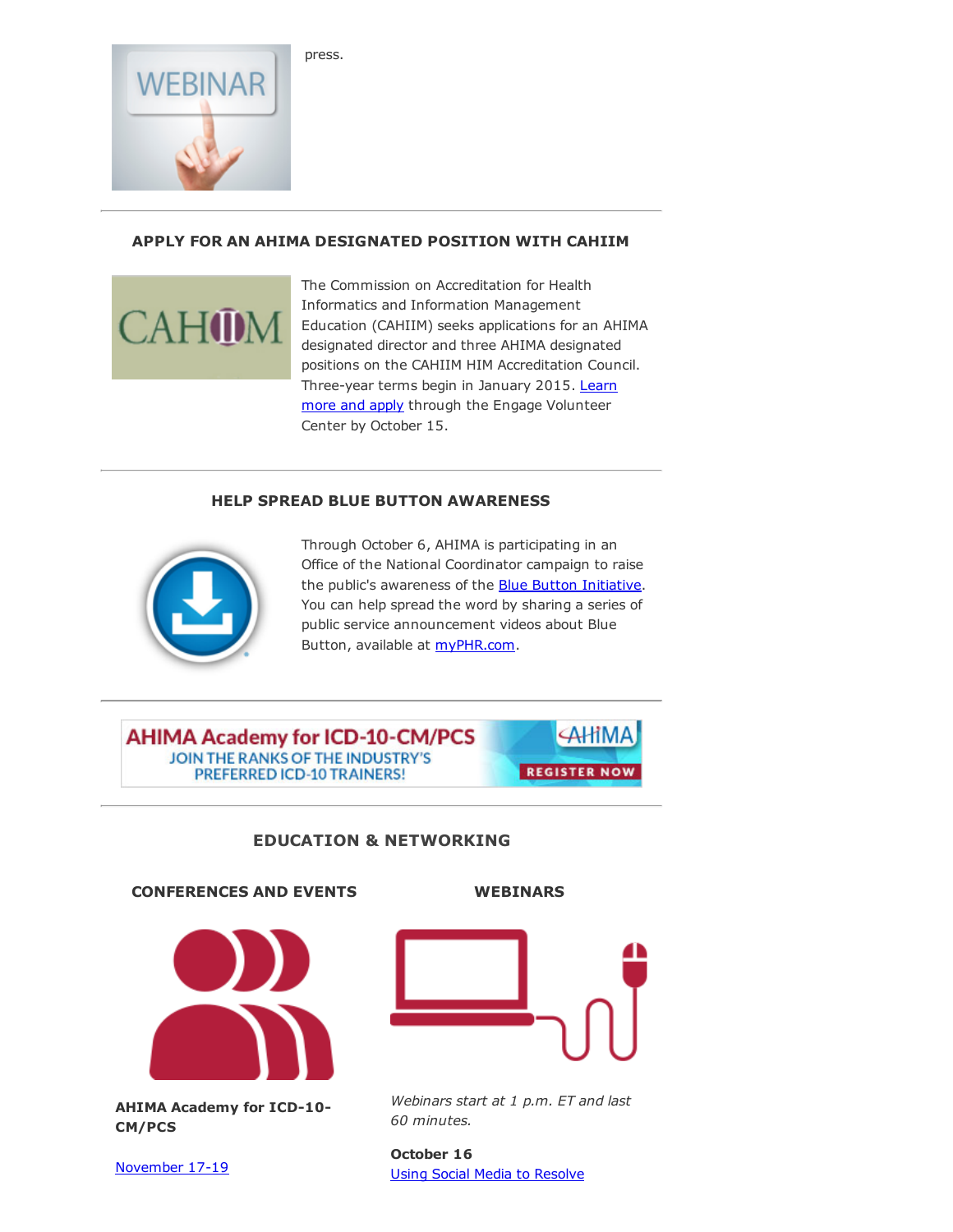press.

## APPLY FOR AN AHIMA DESIGNATED POSITION WITH CAHIIM

The Commission on Accreditation for Health Informatics and Information Management Education (CAHIIM) seeks applications for an AHIMA designated director and three AHIMA designated positions on the CAHIIM HIM Accreditation Council. Three-year terms begin in January 2015. Learn more and apply through the Engage Volunteer Center by October 15.

## HELP SPREAD BLUE BUTTON AWARENESS

Through October 6, AHIMA is participating in an Office of the National Coordinator campaign to raise the public's awareness of the Blue Button Initiative. You can help spread the word by sharing a series of public service announcement videos about Blue Button, available at myPHR.com.

AHIMA Academy for ICD-10-CM/PCS
JOIN THE RANKS OF THE INDUSTRY'S PREFERRED ICD-10 TRAINERS!
REGISTER NOW

## EDUCATION & NETWORKING

### CONFERENCES AND EVENTS

**AHIMA Academy for ICD-10-CM/PCS**

November 17-19

### WEBINARS

*Webinars start at 1 p.m. ET and last 60 minutes.*

**October 16**
Using Social Media to Resolve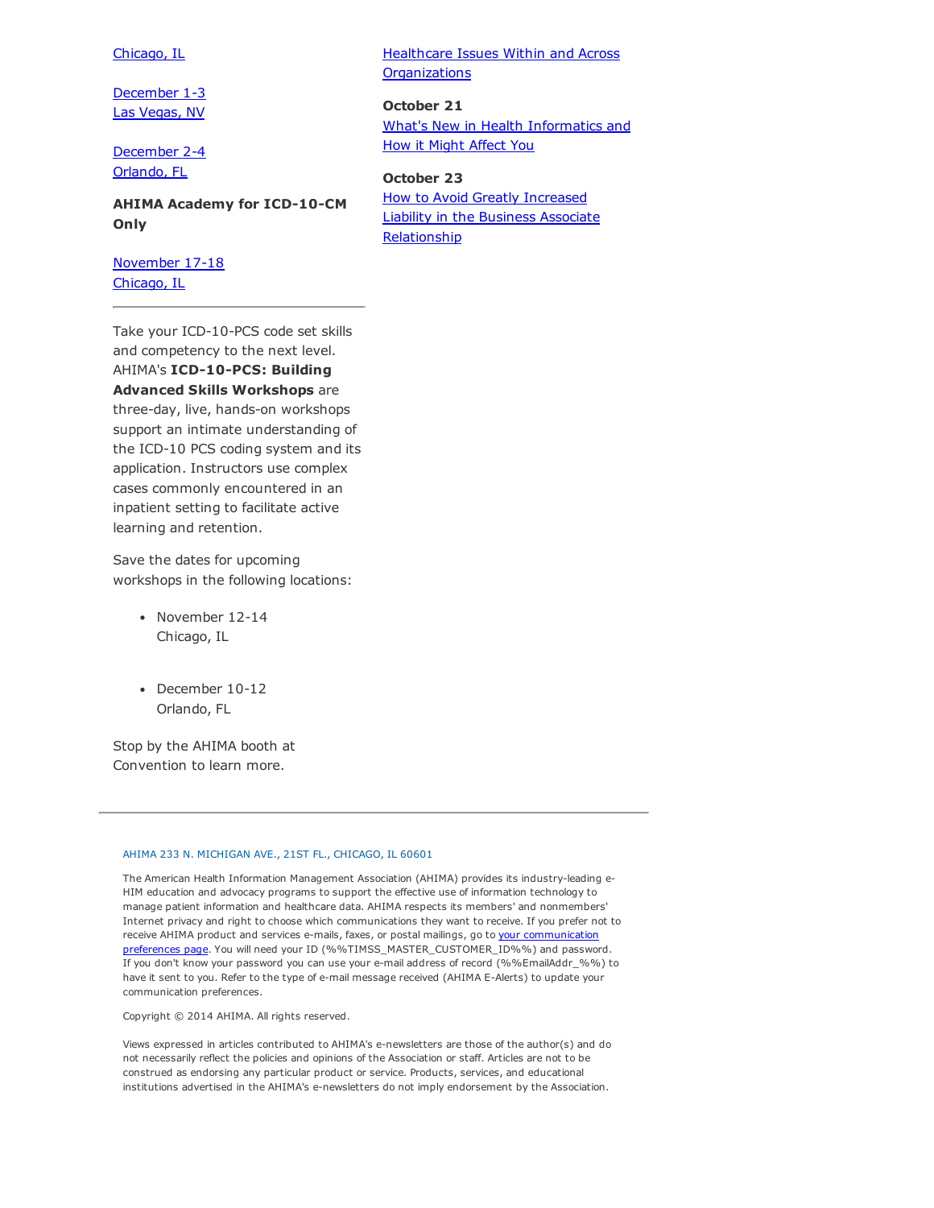Chicago, IL

December 1-3
Las Vegas, NV

December 2-4
Orlando, FL

**AHIMA Academy for ICD-10-CM Only**

November 17-18
Chicago, IL

---

Take your ICD-10-PCS code set skills and competency to the next level. AHIMA's **ICD-10-PCS: Building Advanced Skills Workshops** are three-day, live, hands-on workshops support an intimate understanding of the ICD-10 PCS coding system and its application. Instructors use complex cases commonly encountered in an inpatient setting to facilitate active learning and retention.

Save the dates for upcoming workshops in the following locations:

- November 12-14
  Chicago, IL
- December 10-12
  Orlando, FL

Stop by the AHIMA booth at Convention to learn more.

Healthcare Issues Within and Across Organizations

**October 21**
What's New in Health Informatics and How it Might Affect You

**October 23**
How to Avoid Greatly Increased Liability in the Business Associate Relationship

---

AHIMA 233 N. MICHIGAN AVE., 21ST FL., CHICAGO, IL 60601

The American Health Information Management Association (AHIMA) provides its industry-leading e-HIM education and advocacy programs to support the effective use of information technology to manage patient information and healthcare data. AHIMA respects its members' and nonmembers' Internet privacy and right to choose which communications they want to receive. If you prefer not to receive AHIMA product and services e-mails, faxes, or postal mailings, go to your communication preferences page. You will need your ID (%%TIMSS_MASTER_CUSTOMER_ID%%) and password. If you don't know your password you can use your e-mail address of record (%%EmailAddr_%%) to have it sent to you. Refer to the type of e-mail message received (AHIMA E-Alerts) to update your communication preferences.

Copyright © 2014 AHIMA. All rights reserved.

Views expressed in articles contributed to AHIMA's e-newsletters are those of the author(s) and do not necessarily reflect the policies and opinions of the Association or staff. Articles are not to be construed as endorsing any particular product or service. Products, services, and educational institutions advertised in the AHIMA's e-newsletters do not imply endorsement by the Association.